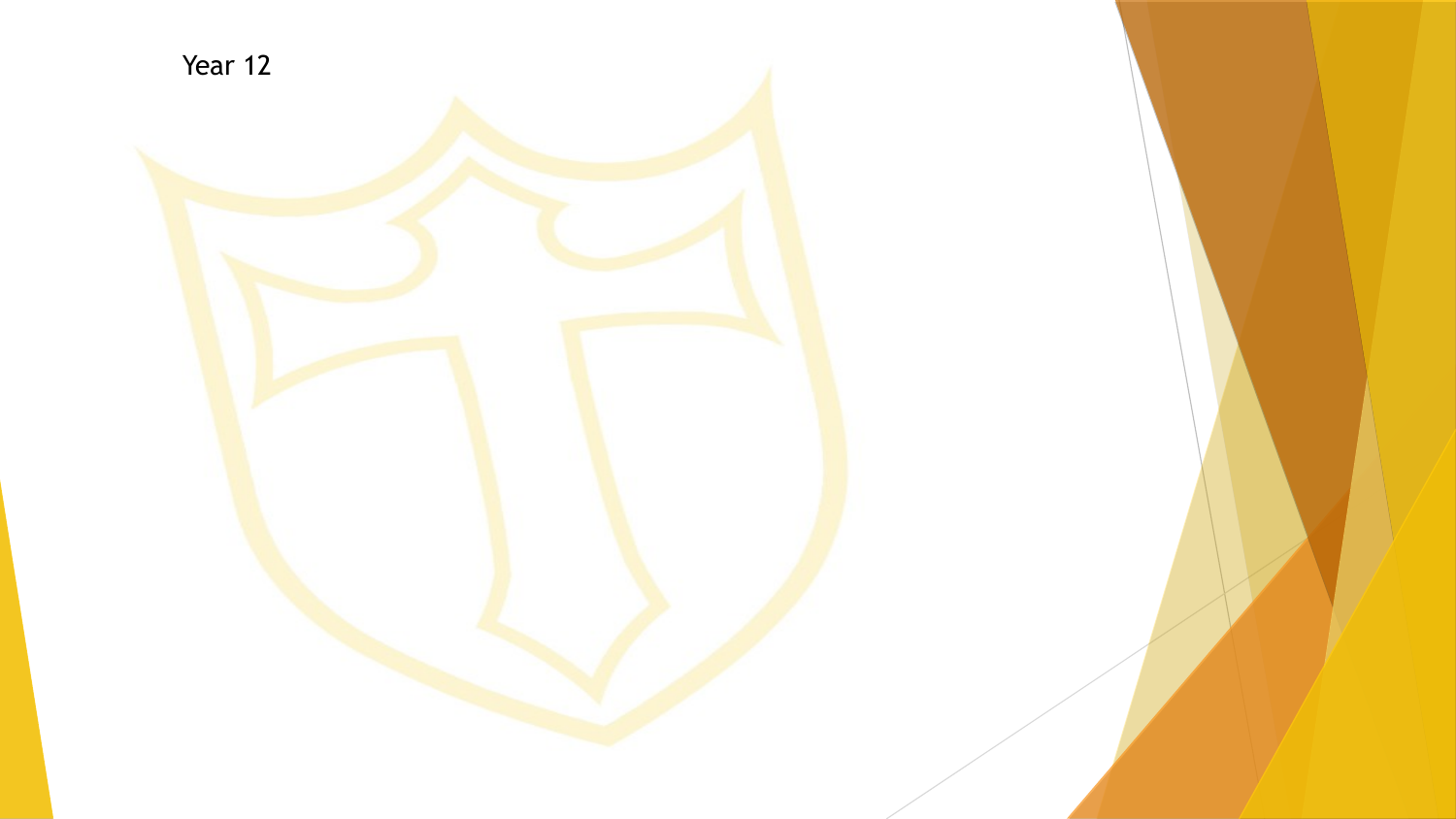Year 12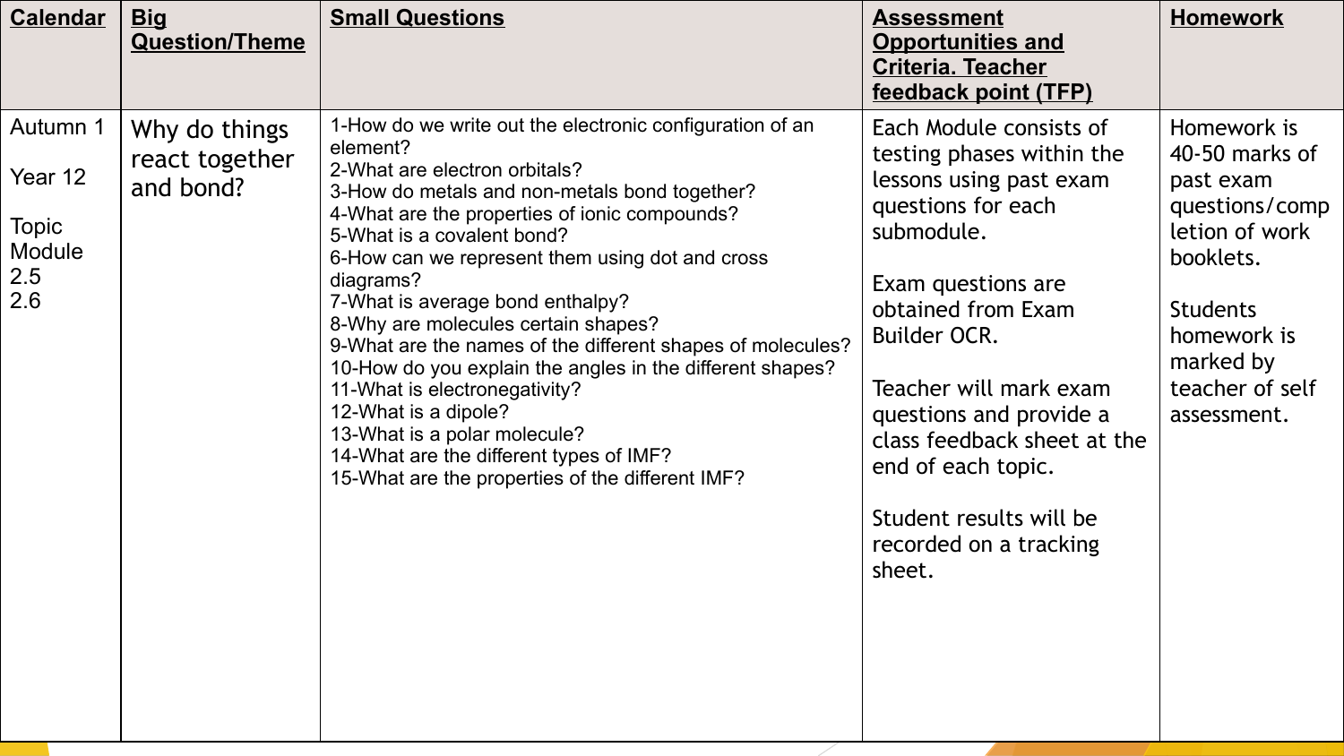| Calendar | Big Question/Theme | Small Questions | Assessment Opportunities and Criteria. Teacher feedback point (TFP) | Homework |
|---|---|---|---|---|
| Autumn 1<br><br>Year 12<br><br>Topic Module 2.5 2.6 | Why do things react together and bond? | 1-How do we write out the electronic configuration of an element?<br>2-What are electron orbitals?<br>3-How do metals and non-metals bond together?<br>4-What are the properties of ionic compounds?<br>5-What is a covalent bond?<br>6-How can we represent them using dot and cross diagrams?<br>7-What is average bond enthalpy?<br>8-Why are molecules certain shapes?<br>9-What are the names of the different shapes of molecules?<br>10-How do you explain the angles in the different shapes?<br>11-What is electronegativity?<br>12-What is a dipole?<br>13-What is a polar molecule?<br>14-What are the different types of IMF?<br>15-What are the properties of the different IMF? | Each Module consists of testing phases within the lessons using past exam questions for each submodule.<br><br>Exam questions are obtained from Exam Builder OCR.<br><br>Teacher will mark exam questions and provide a class feedback sheet at the end of each topic.<br><br>Student results will be recorded on a tracking sheet. | Homework is 40-50 marks of past exam questions/completion of work booklets.<br><br>Students homework is marked by teacher of self assessment. |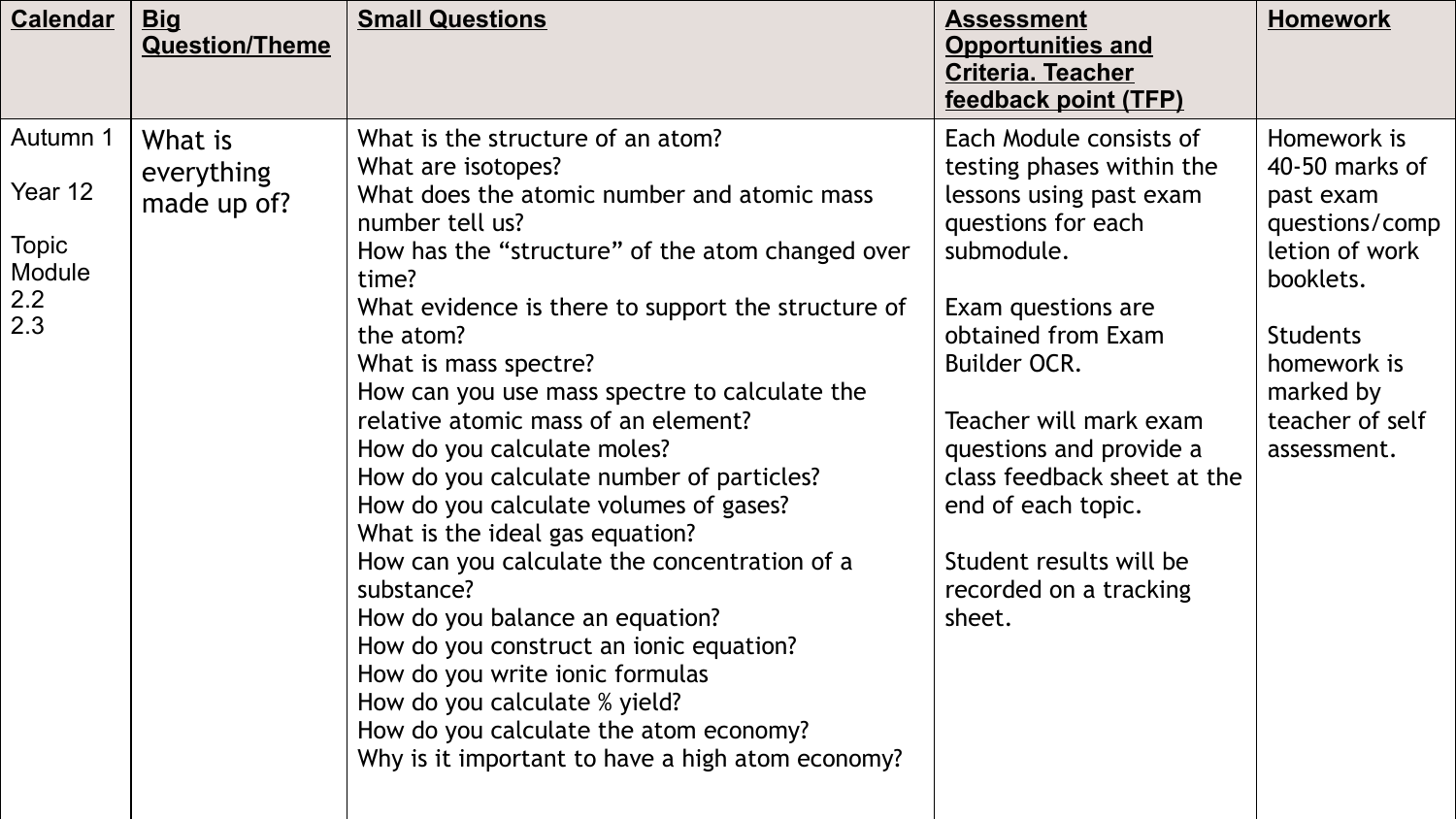| Calendar | Big Question/Theme | Small Questions | Assessment Opportunities and Criteria. Teacher feedback point (TFP) | Homework |
|---|---|---|---|---|
| Autumn 1<br><br>Year 12<br><br>Topic Module 2.2 2.3 | What is everything made up of? | What is the structure of an atom?<br>What are isotopes?<br>What does the atomic number and atomic mass number tell us?<br>How has the “structure” of the atom changed over time?<br>What evidence is there to support the structure of the atom?<br>What is mass spectre?<br>How can you use mass spectre to calculate the relative atomic mass of an element?<br>How do you calculate moles?<br>How do you calculate number of particles?<br>How do you calculate volumes of gases?<br>What is the ideal gas equation?<br>How can you calculate the concentration of a substance?<br>How do you balance an equation?<br>How do you construct an ionic equation?<br>How do you write ionic formulas<br>How do you calculate % yield?<br>How do you calculate the atom economy?<br>Why is it important to have a high atom economy? | Each Module consists of testing phases within the lessons using past exam questions for each submodule.<br><br>Exam questions are obtained from Exam Builder OCR.<br><br>Teacher will mark exam questions and provide a class feedback sheet at the end of each topic.<br><br>Student results will be recorded on a tracking sheet. | Homework is 40-50 marks of past exam questions/completion of work booklets.<br><br>Students homework is marked by teacher of self assessment. |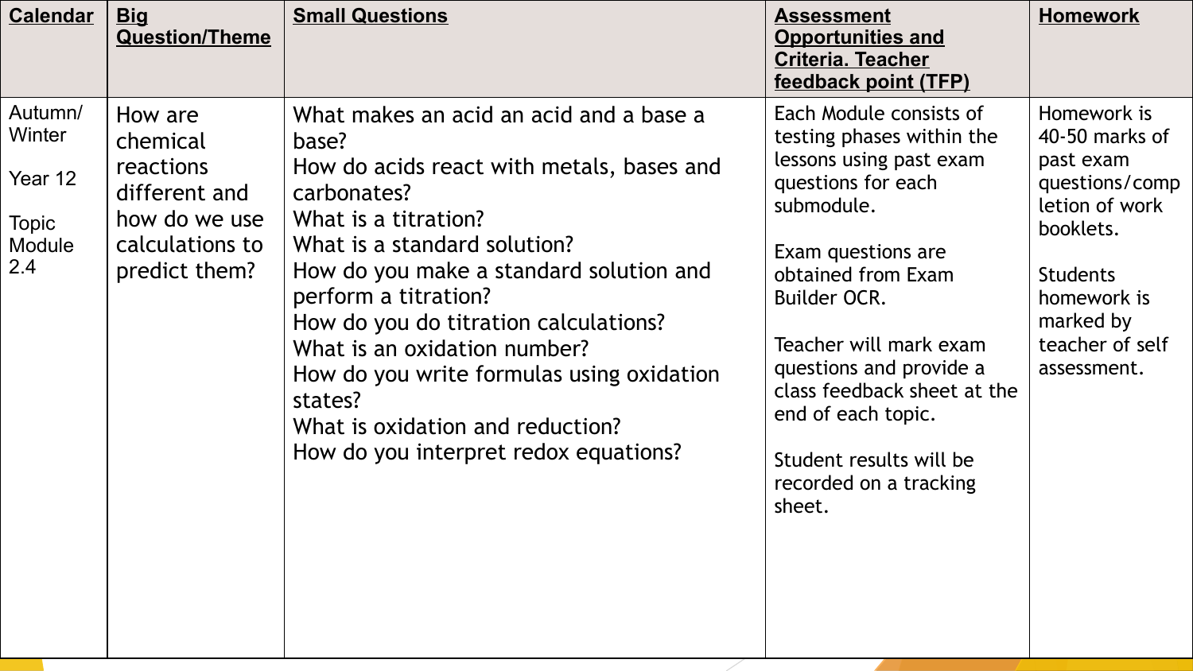| Calendar | Big Question/Theme | Small Questions | Assessment Opportunities and Criteria. Teacher feedback point (TFP) | Homework |
|---|---|---|---|---|
| Autumn/ Winter<br><br>Year 12<br><br>Topic Module 2.4 | How are chemical reactions different and how do we use calculations to predict them? | What makes an acid an acid and a base a base?<br>How do acids react with metals, bases and carbonates?<br>What is a titration?<br>What is a standard solution?<br>How do you make a standard solution and perform a titration?<br>How do you do titration calculations?<br>What is an oxidation number?<br>How do you write formulas using oxidation states?<br>What is oxidation and reduction?<br>How do you interpret redox equations? | Each Module consists of testing phases within the lessons using past exam questions for each submodule.<br><br>Exam questions are obtained from Exam Builder OCR.<br><br>Teacher will mark exam questions and provide a class feedback sheet at the end of each topic.<br><br>Student results will be recorded on a tracking sheet. | Homework is 40-50 marks of past exam questions/completion of work booklets.<br><br>Students homework is marked by teacher of self assessment. |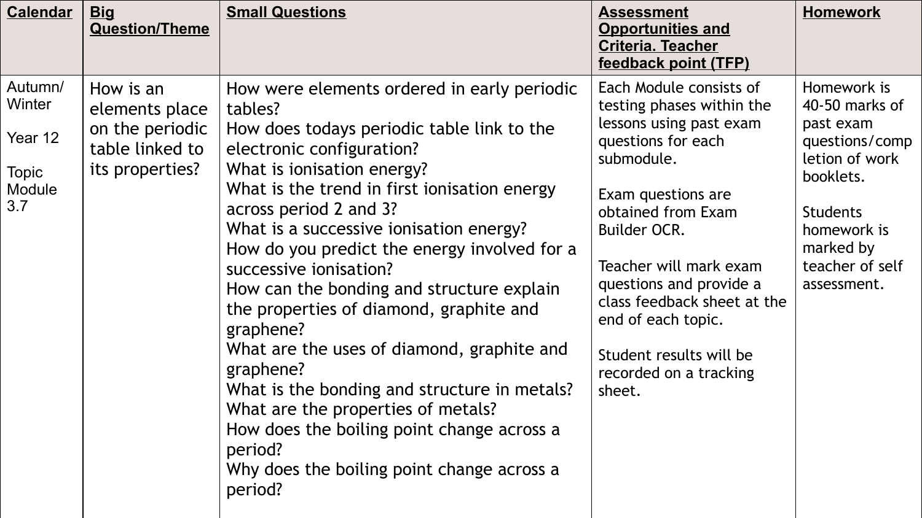| **Calendar** | **Big Question/Theme** | **Small Questions** | **Assessment Opportunities and Criteria. Teacher feedback point (TFP)** | **Homework** |
|---|---|---|---|---|
| Autumn/ Winter<br><br>Year 12<br><br>Topic Module 3.7 | How is an elements place on the periodic table linked to its properties? | How were elements ordered in early periodic tables?<br>How does todays periodic table link to the electronic configuration?<br>What is ionisation energy?<br>What is the trend in first ionisation energy across period 2 and 3?<br>What is a successive ionisation energy?<br>How do you predict the energy involved for a successive ionisation?<br>How can the bonding and structure explain the properties of diamond, graphite and graphene?<br>What are the uses of diamond, graphite and graphene?<br>What is the bonding and structure in metals?<br>What are the properties of metals?<br>How does the boiling point change across a period?<br>Why does the boiling point change across a period? | Each Module consists of testing phases within the lessons using past exam questions for each submodule.<br><br>Exam questions are obtained from Exam Builder OCR.<br><br>Teacher will mark exam questions and provide a class feedback sheet at the end of each topic.<br><br>Student results will be recorded on a tracking sheet. | Homework is 40-50 marks of past exam questions/completion of work booklets.<br><br>Students homework is marked by teacher of self assessment. |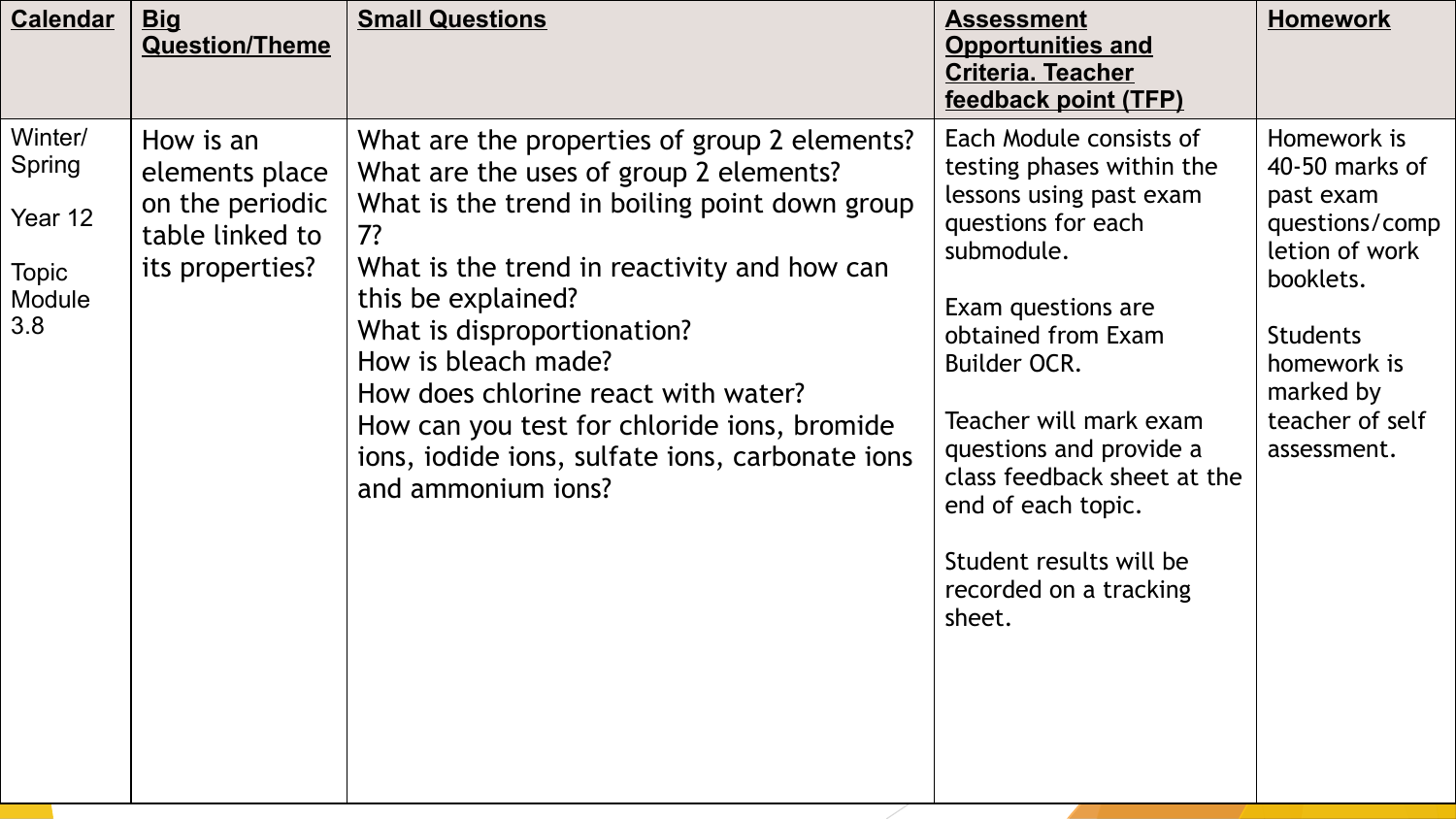| Calendar | Big Question/Theme | Small Questions | Assessment Opportunities and Criteria. Teacher feedback point (TFP) | Homework |
| --- | --- | --- | --- | --- |
| Winter/ Spring<br><br>Year 12<br><br>Topic Module 3.8 | How is an elements place on the periodic table linked to its properties? | What are the properties of group 2 elements?<br>What are the uses of group 2 elements?<br>What is the trend in boiling point down group 7?<br>What is the trend in reactivity and how can this be explained?<br>What is disproportionation?<br>How is bleach made?<br>How does chlorine react with water?<br>How can you test for chloride ions, bromide ions, iodide ions, sulfate ions, carbonate ions and ammonium ions? | Each Module consists of testing phases within the lessons using past exam questions for each submodule.<br><br>Exam questions are obtained from Exam Builder OCR.<br><br>Teacher will mark exam questions and provide a class feedback sheet at the end of each topic.<br><br>Student results will be recorded on a tracking sheet. | Homework is 40-50 marks of past exam questions/completion of work booklets.<br><br>Students homework is marked by teacher of self assessment. |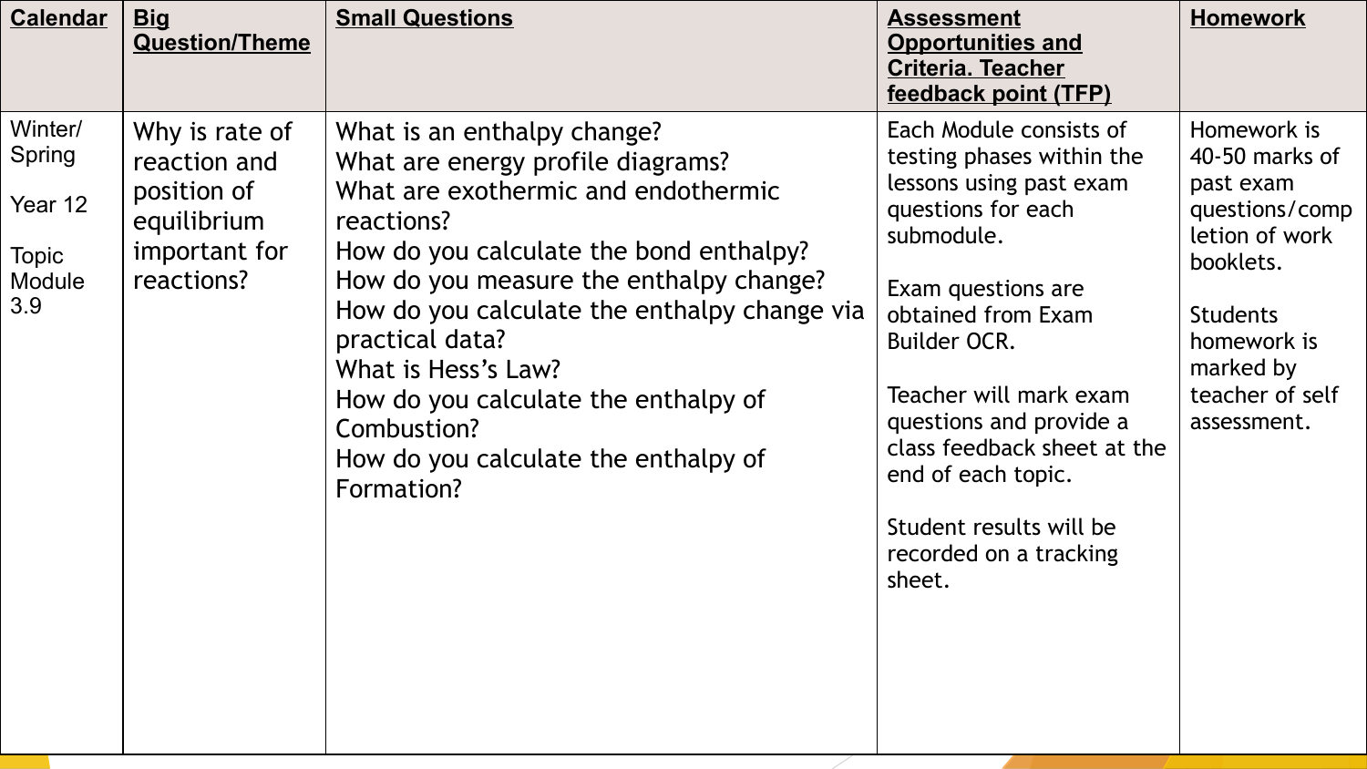| Calendar | Big Question/Theme | Small Questions | Assessment Opportunities and Criteria. Teacher feedback point (TFP) | Homework |
|---|---|---|---|---|
| Winter/ Spring<br><br>Year 12<br><br>Topic Module 3.9 | Why is rate of reaction and position of equilibrium important for reactions? | What is an enthalpy change?<br>What are energy profile diagrams?<br>What are exothermic and endothermic reactions?<br>How do you calculate the bond enthalpy?<br>How do you measure the enthalpy change?<br>How do you calculate the enthalpy change via practical data?<br>What is Hess's Law?<br>How do you calculate the enthalpy of Combustion?<br>How do you calculate the enthalpy of Formation? | Each Module consists of testing phases within the lessons using past exam questions for each submodule.<br><br>Exam questions are obtained from Exam Builder OCR.<br><br>Teacher will mark exam questions and provide a class feedback sheet at the end of each topic.<br><br>Student results will be recorded on a tracking sheet. | Homework is 40-50 marks of past exam questions/completion of work booklets.<br><br>Students homework is marked by teacher of self assessment. |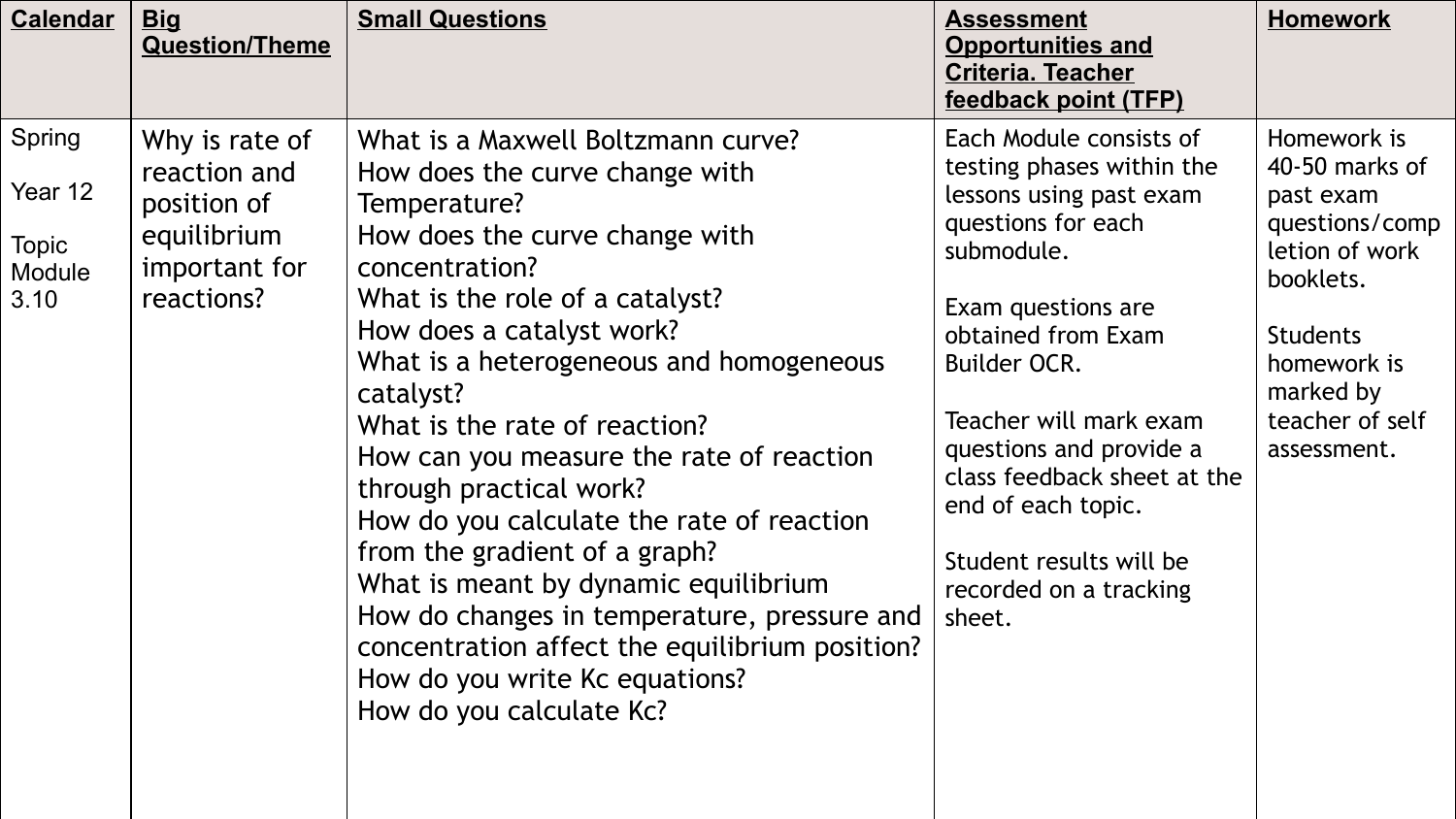| Calendar | Big Question/Theme | Small Questions | Assessment Opportunities and Criteria. Teacher feedback point (TFP) | Homework |
|---|---|---|---|---|
| Spring<br><br>Year 12<br><br>Topic Module 3.10 | Why is rate of reaction and position of equilibrium important for reactions? | What is a Maxwell Boltzmann curve?<br>How does the curve change with Temperature?<br>How does the curve change with concentration?<br>What is the role of a catalyst?<br>How does a catalyst work?<br>What is a heterogeneous and homogeneous catalyst?<br>What is the rate of reaction?<br>How can you measure the rate of reaction through practical work?<br>How do you calculate the rate of reaction from the gradient of a graph?<br>What is meant by dynamic equilibrium<br>How do changes in temperature, pressure and concentration affect the equilibrium position?<br>How do you write Kc equations?<br>How do you calculate Kc? | Each Module consists of testing phases within the lessons using past exam questions for each submodule.<br><br>Exam questions are obtained from Exam Builder OCR.<br><br>Teacher will mark exam questions and provide a class feedback sheet at the end of each topic.<br><br>Student results will be recorded on a tracking sheet. | Homework is 40-50 marks of past exam questions/completion of work booklets.<br><br>Students homework is marked by teacher of self assessment. |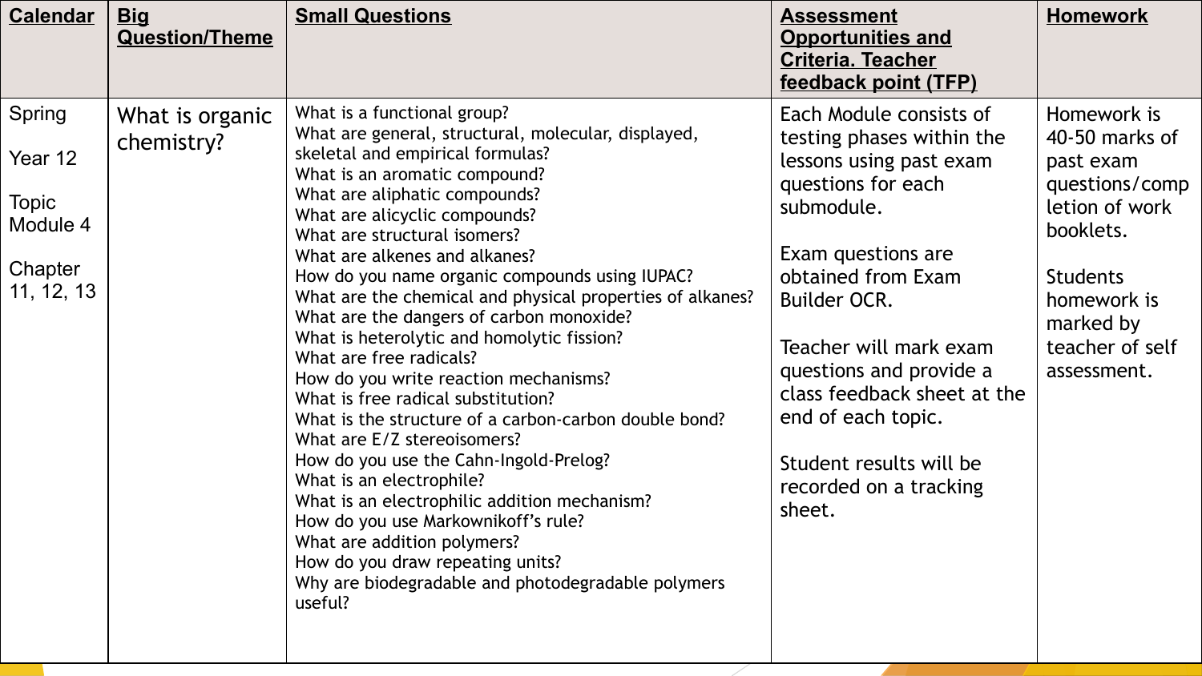| **Calendar** | **Big Question/Theme** | **Small Questions** | **Assessment Opportunities and Criteria. Teacher feedback point (TFP)** | **Homework** |
|---|---|---|---|---|
| Spring<br><br>Year 12<br><br>Topic Module 4<br><br>Chapter 11, 12, 13 | What is organic chemistry? | What is a functional group?<br>What are general, structural, molecular, displayed, skeletal and empirical formulas?<br>What is an aromatic compound?<br>What are aliphatic compounds?<br>What are alicyclic compounds?<br>What are structural isomers?<br>What are alkenes and alkanes?<br>How do you name organic compounds using IUPAC?<br>What are the chemical and physical properties of alkanes?<br>What are the dangers of carbon monoxide?<br>What is heterolytic and homolytic fission?<br>What are free radicals?<br>How do you write reaction mechanisms?<br>What is free radical substitution?<br>What is the structure of a carbon-carbon double bond?<br>What are E/Z stereoisomers?<br>How do you use the Cahn-Ingold-Prelog?<br>What is an electrophile?<br>What is an electrophilic addition mechanism?<br>How do you use Markownikoff's rule?<br>What are addition polymers?<br>How do you draw repeating units?<br>Why are biodegradable and photodegradable polymers useful? | Each Module consists of testing phases within the lessons using past exam questions for each submodule.<br><br>Exam questions are obtained from Exam Builder OCR.<br><br>Teacher will mark exam questions and provide a class feedback sheet at the end of each topic.<br><br>Student results will be recorded on a tracking sheet. | Homework is 40-50 marks of past exam questions/completion of work booklets.<br><br>Students homework is marked by teacher of self assessment. |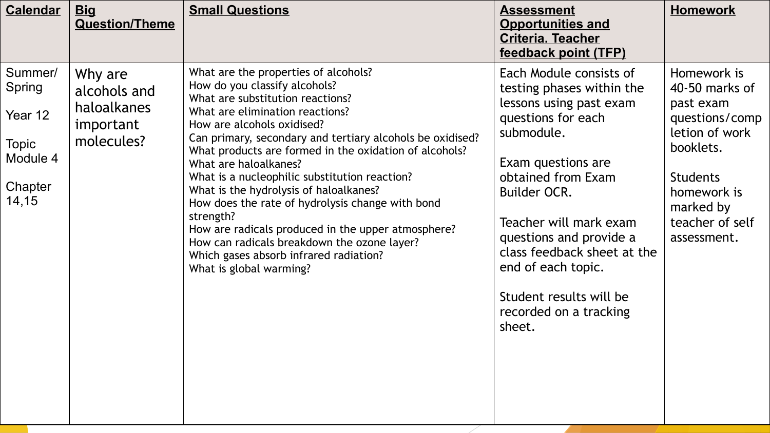| Calendar | Big Question/Theme | Small Questions | Assessment Opportunities and Criteria. Teacher feedback point (TFP) | Homework |
|---|---|---|---|---|
| Summer/ Spring<br><br>Year 12<br><br>Topic Module 4<br><br>Chapter 14,15 | Why are alcohols and haloalkanes important molecules? | What are the properties of alcohols?<br>How do you classify alcohols?<br>What are substitution reactions?<br>What are elimination reactions?<br>How are alcohols oxidised?<br>Can primary, secondary and tertiary alcohols be oxidised?<br>What products are formed in the oxidation of alcohols?<br>What are haloalkanes?<br>What is a nucleophilic substitution reaction?<br>What is the hydrolysis of haloalkanes?<br>How does the rate of hydrolysis change with bond strength?<br>How are radicals produced in the upper atmosphere?<br>How can radicals breakdown the ozone layer?<br>Which gases absorb infrared radiation?<br>What is global warming? | Each Module consists of testing phases within the lessons using past exam questions for each submodule.<br><br>Exam questions are obtained from Exam Builder OCR.<br><br>Teacher will mark exam questions and provide a class feedback sheet at the end of each topic.<br><br>Student results will be recorded on a tracking sheet. | Homework is 40-50 marks of past exam questions/completion of work booklets.<br><br>Students homework is marked by teacher of self assessment. |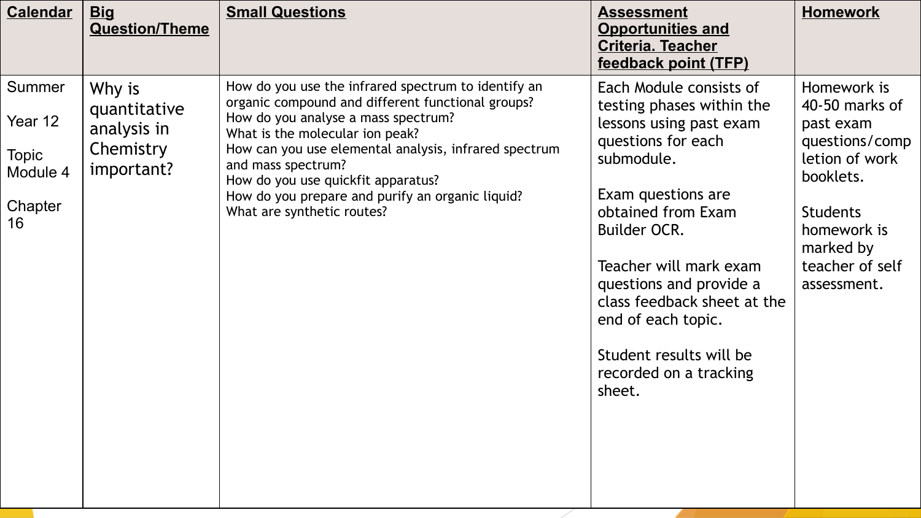| Calendar | Big Question/Theme | Small Questions | Assessment Opportunities and Criteria. Teacher feedback point (TFP) | Homework |
| --- | --- | --- | --- | --- |
| Summer<br><br>Year 12<br><br>Topic Module 4<br><br>Chapter 16 | Why is quantitative analysis in Chemistry important? | How do you use the infrared spectrum to identify an organic compound and different functional groups?<br>How do you analyse a mass spectrum?<br>What is the molecular ion peak?<br>How can you use elemental analysis, infrared spectrum and mass spectrum?<br>How do you use quickfit apparatus?<br>How do you prepare and purify an organic liquid?<br>What are synthetic routes? | Each Module consists of testing phases within the lessons using past exam questions for each submodule.<br><br>Exam questions are obtained from Exam Builder OCR.<br><br>Teacher will mark exam questions and provide a class feedback sheet at the end of each topic.<br><br>Student results will be recorded on a tracking sheet. | Homework is 40-50 marks of past exam questions/completion of work booklets.<br><br>Students homework is marked by teacher of self assessment. |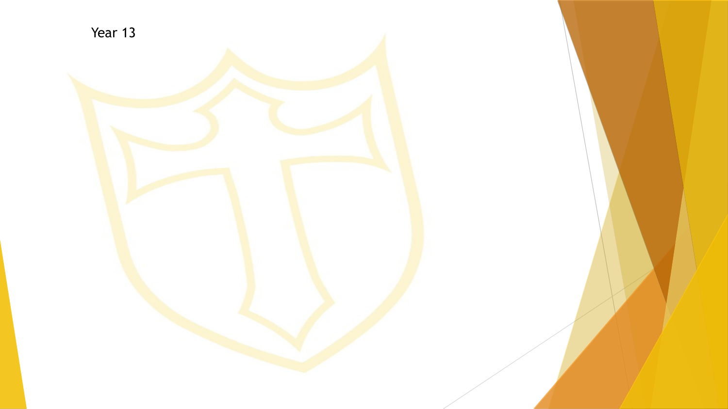Year 13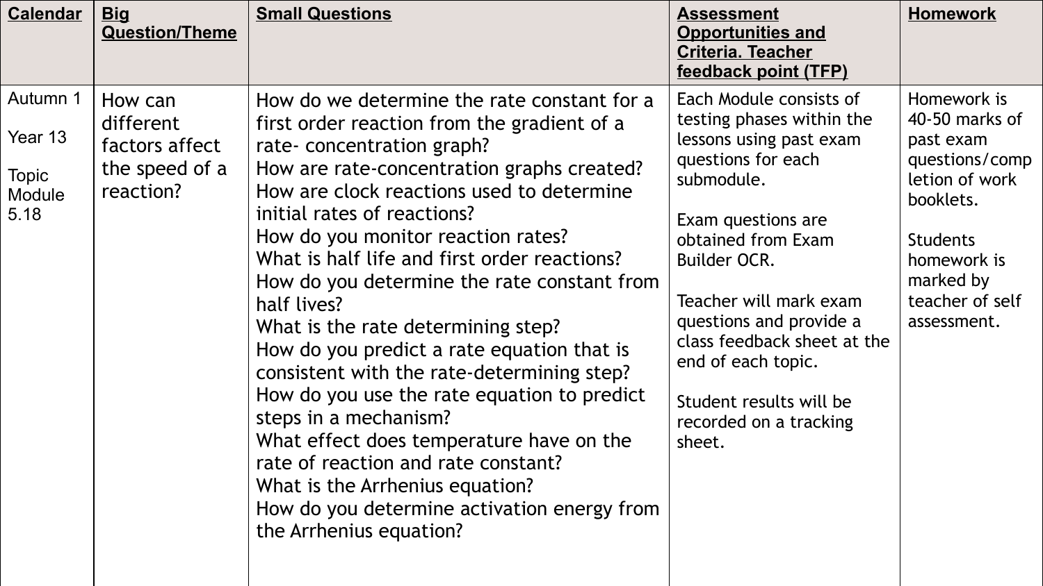| Calendar | Big Question/Theme | Small Questions | Assessment Opportunities and Criteria. Teacher feedback point (TFP) | Homework |
|---|---|---|---|---|
| Autumn 1<br><br>Year 13<br><br>Topic Module 5.18 | How can different factors affect the speed of a reaction? | How do we determine the rate constant for a first order reaction from the gradient of a rate- concentration graph?<br>How are rate-concentration graphs created?<br>How are clock reactions used to determine initial rates of reactions?<br>How do you monitor reaction rates?<br>What is half life and first order reactions?<br>How do you determine the rate constant from half lives?<br>What is the rate determining step?<br>How do you predict a rate equation that is consistent with the rate-determining step?<br>How do you use the rate equation to predict steps in a mechanism?<br>What effect does temperature have on the rate of reaction and rate constant?<br>What is the Arrhenius equation?<br>How do you determine activation energy from the Arrhenius equation? | Each Module consists of testing phases within the lessons using past exam questions for each submodule.<br><br>Exam questions are obtained from Exam Builder OCR.<br><br>Teacher will mark exam questions and provide a class feedback sheet at the end of each topic.<br><br>Student results will be recorded on a tracking sheet. | Homework is 40-50 marks of past exam questions/completion of work booklets.<br><br>Students homework is marked by teacher of self assessment. |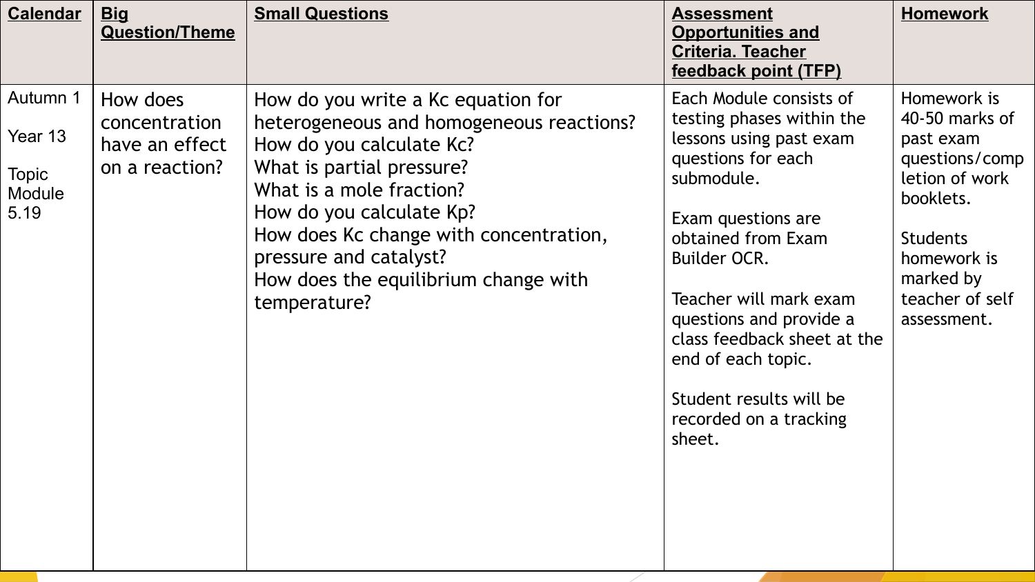| Calendar | Big Question/Theme | Small Questions | Assessment Opportunities and Criteria. Teacher feedback point (TFP) | Homework |
|---|---|---|---|---|
| Autumn 1<br><br>Year 13<br><br>Topic Module 5.19 | How does concentration have an effect on a reaction? | How do you write a Kc equation for heterogeneous and homogeneous reactions?<br>How do you calculate Kc?<br>What is partial pressure?<br>What is a mole fraction?<br>How do you calculate Kp?<br>How does Kc change with concentration, pressure and catalyst?<br>How does the equilibrium change with temperature? | Each Module consists of testing phases within the lessons using past exam questions for each submodule.<br><br>Exam questions are obtained from Exam Builder OCR.<br><br>Teacher will mark exam questions and provide a class feedback sheet at the end of each topic.<br><br>Student results will be recorded on a tracking sheet. | Homework is 40-50 marks of past exam questions/completion of work booklets.<br><br>Students homework is marked by teacher of self assessment. |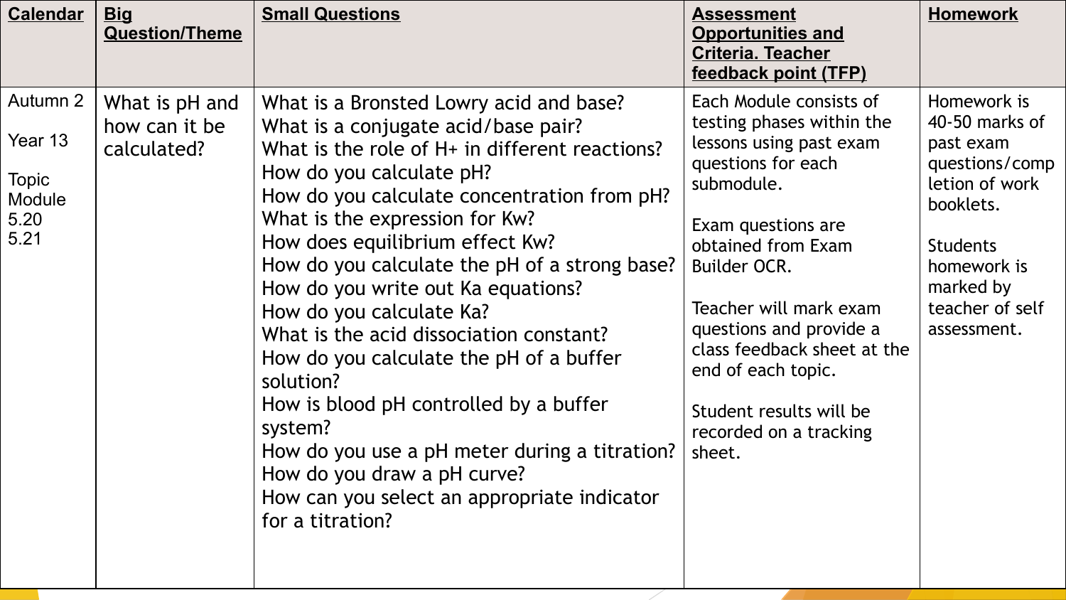| Calendar | Big Question/Theme | Small Questions | Assessment Opportunities and Criteria. Teacher feedback point (TFP) | Homework |
|---|---|---|---|---|
| Autumn 2<br><br>Year 13<br><br>Topic Module 5.20 5.21 | What is pH and how can it be calculated? | What is a Bronsted Lowry acid and base?<br>What is a conjugate acid/base pair?<br>What is the role of H+ in different reactions?<br>How do you calculate pH?<br>How do you calculate concentration from pH?<br>What is the expression for Kw?<br>How does equilibrium effect Kw?<br>How do you calculate the pH of a strong base?<br>How do you write out Ka equations?<br>How do you calculate Ka?<br>What is the acid dissociation constant?<br>How do you calculate the pH of a buffer solution?<br>How is blood pH controlled by a buffer system?<br>How do you use a pH meter during a titration?<br>How do you draw a pH curve?<br>How can you select an appropriate indicator for a titration? | Each Module consists of testing phases within the lessons using past exam questions for each submodule.<br><br>Exam questions are obtained from Exam Builder OCR.<br><br>Teacher will mark exam questions and provide a class feedback sheet at the end of each topic.<br><br>Student results will be recorded on a tracking sheet. | Homework is 40-50 marks of past exam questions/completion of work booklets.<br><br>Students homework is marked by teacher of self assessment. |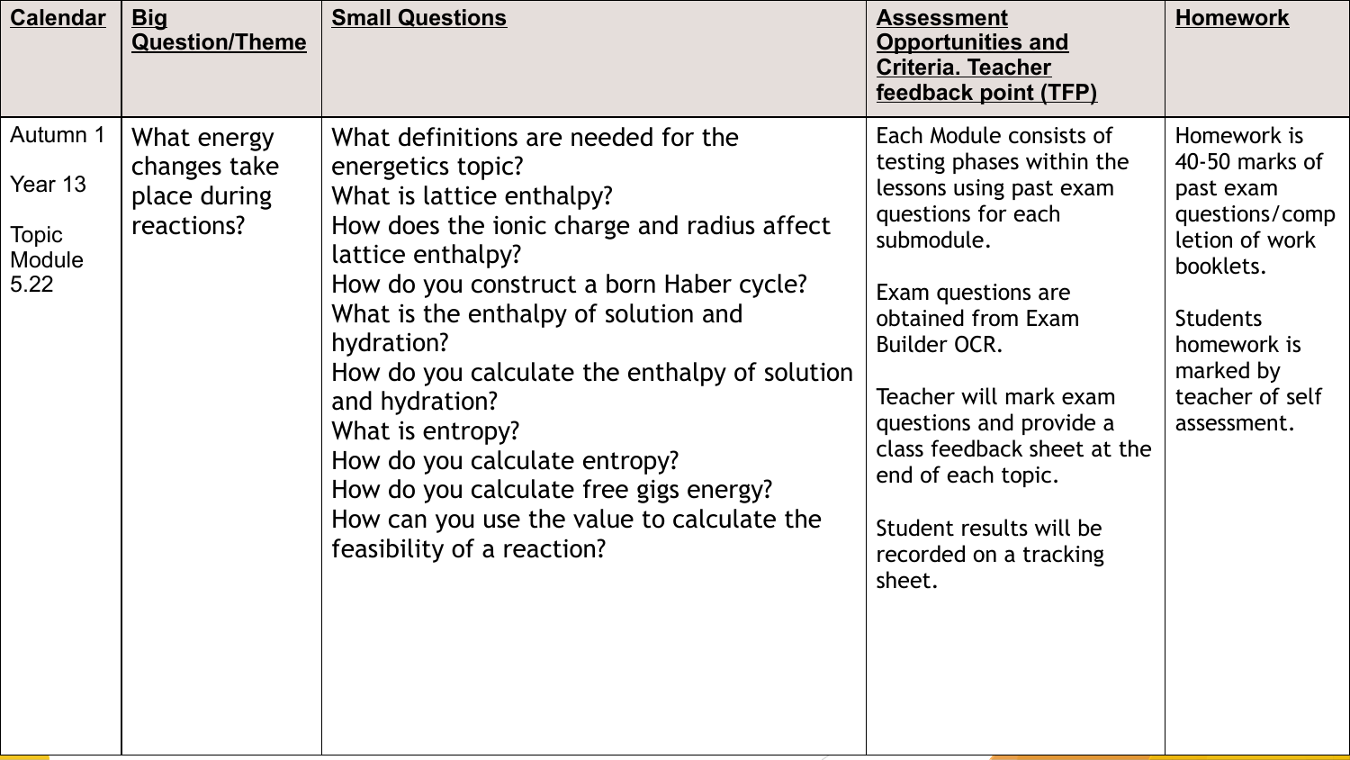| Calendar | Big Question/Theme | Small Questions | Assessment Opportunities and Criteria. Teacher feedback point (TFP) | Homework |
| --- | --- | --- | --- | --- |
| Autumn 1<br><br>Year 13<br><br>Topic Module 5.22 | What energy changes take place during reactions? | What definitions are needed for the energetics topic?<br>What is lattice enthalpy?<br>How does the ionic charge and radius affect lattice enthalpy?<br>How do you construct a born Haber cycle?<br>What is the enthalpy of solution and hydration?<br>How do you calculate the enthalpy of solution and hydration?<br>What is entropy?<br>How do you calculate entropy?<br>How do you calculate free gigs energy?<br>How can you use the value to calculate the feasibility of a reaction? | Each Module consists of testing phases within the lessons using past exam questions for each submodule.<br><br>Exam questions are obtained from Exam Builder OCR.<br><br>Teacher will mark exam questions and provide a class feedback sheet at the end of each topic.<br><br>Student results will be recorded on a tracking sheet. | Homework is 40-50 marks of past exam questions/completion of work booklets.<br><br>Students homework is marked by teacher of self assessment. |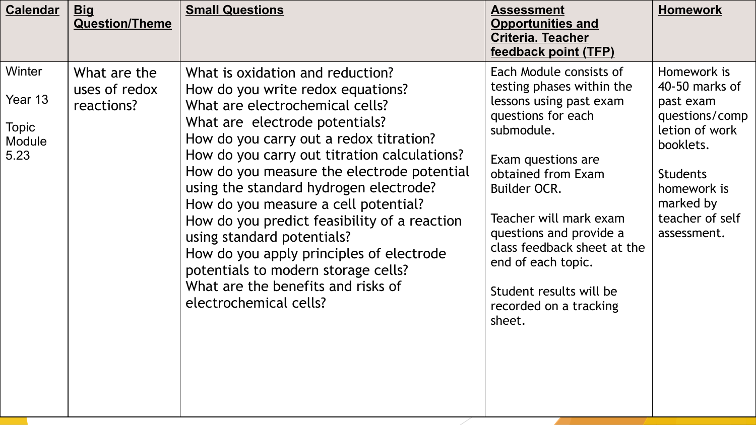| Calendar | Big Question/Theme | Small Questions | Assessment Opportunities and Criteria. Teacher feedback point (TFP) | Homework |
|---|---|---|---|---|
| Winter<br><br>Year 13<br><br>Topic Module 5.23 | What are the uses of redox reactions? | What is oxidation and reduction?<br>How do you write redox equations?<br>What are electrochemical cells?<br>What are electrode potentials?<br>How do you carry out a redox titration?<br>How do you carry out titration calculations?<br>How do you measure the electrode potential using the standard hydrogen electrode?<br>How do you measure a cell potential?<br>How do you predict feasibility of a reaction using standard potentials?<br>How do you apply principles of electrode potentials to modern storage cells?<br>What are the benefits and risks of electrochemical cells? | Each Module consists of testing phases within the lessons using past exam questions for each submodule.<br><br>Exam questions are obtained from Exam Builder OCR.<br><br>Teacher will mark exam questions and provide a class feedback sheet at the end of each topic.<br><br>Student results will be recorded on a tracking sheet. | Homework is 40-50 marks of past exam questions/completion of work booklets.<br><br>Students homework is marked by teacher of self assessment. |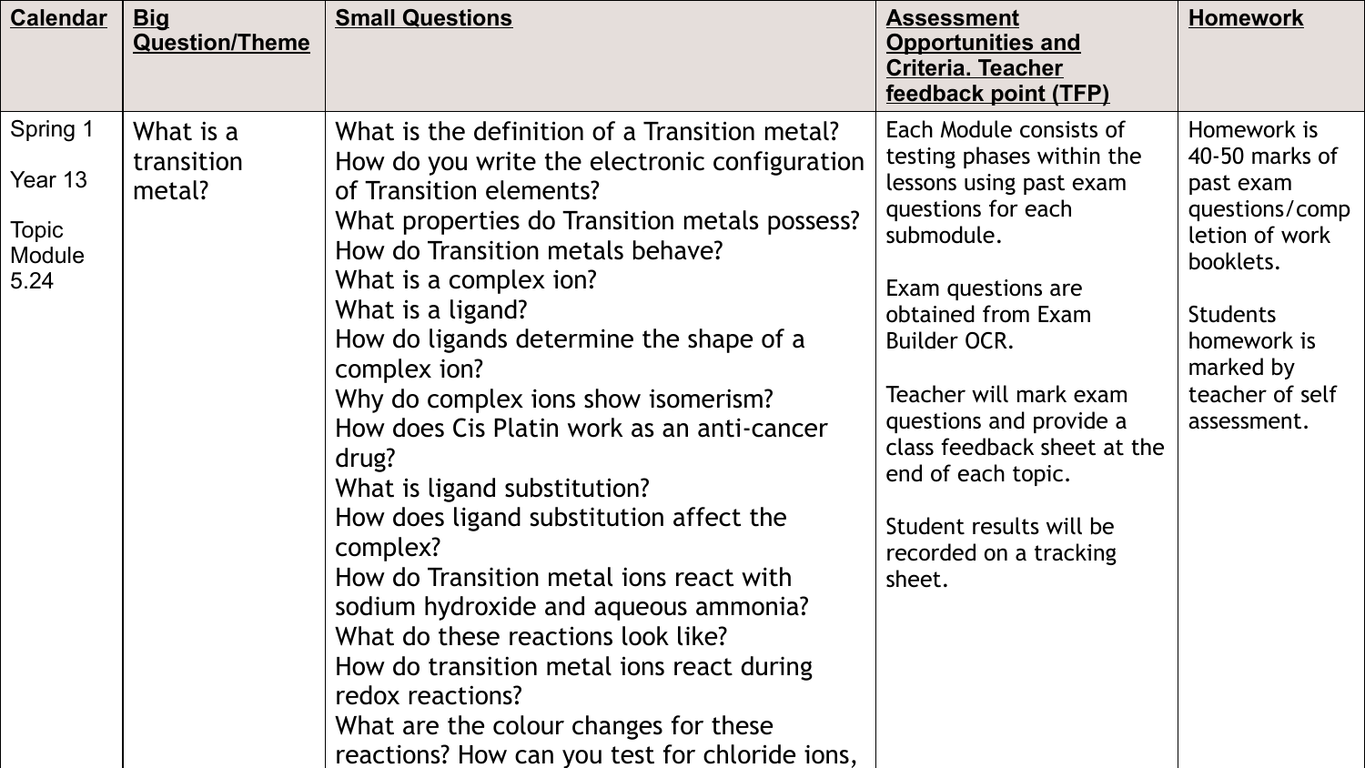| Calendar | Big Question/Theme | Small Questions | Assessment Opportunities and Criteria. Teacher feedback point (TFP) | Homework |
| --- | --- | --- | --- | --- |
| Spring 1<br><br>Year 13<br><br>Topic Module 5.24 | What is a transition metal? | What is the definition of a Transition metal?<br>How do you write the electronic configuration of Transition elements?<br>What properties do Transition metals possess?<br>How do Transition metals behave?<br>What is a complex ion?<br>What is a ligand?<br>How do ligands determine the shape of a complex ion?<br>Why do complex ions show isomerism?<br>How does Cis Platin work as an anti-cancer drug?<br>What is ligand substitution?<br>How does ligand substitution affect the complex?<br>How do Transition metal ions react with sodium hydroxide and aqueous ammonia?<br>What do these reactions look like?<br>How do transition metal ions react during redox reactions?<br>What are the colour changes for these reactions? How can you test for chloride ions, | Each Module consists of testing phases within the lessons using past exam questions for each submodule.<br><br>Exam questions are obtained from Exam Builder OCR.<br><br>Teacher will mark exam questions and provide a class feedback sheet at the end of each topic.<br><br>Student results will be recorded on a tracking sheet. | Homework is 40-50 marks of past exam questions/completion of work booklets.<br><br>Students homework is marked by teacher of self assessment. |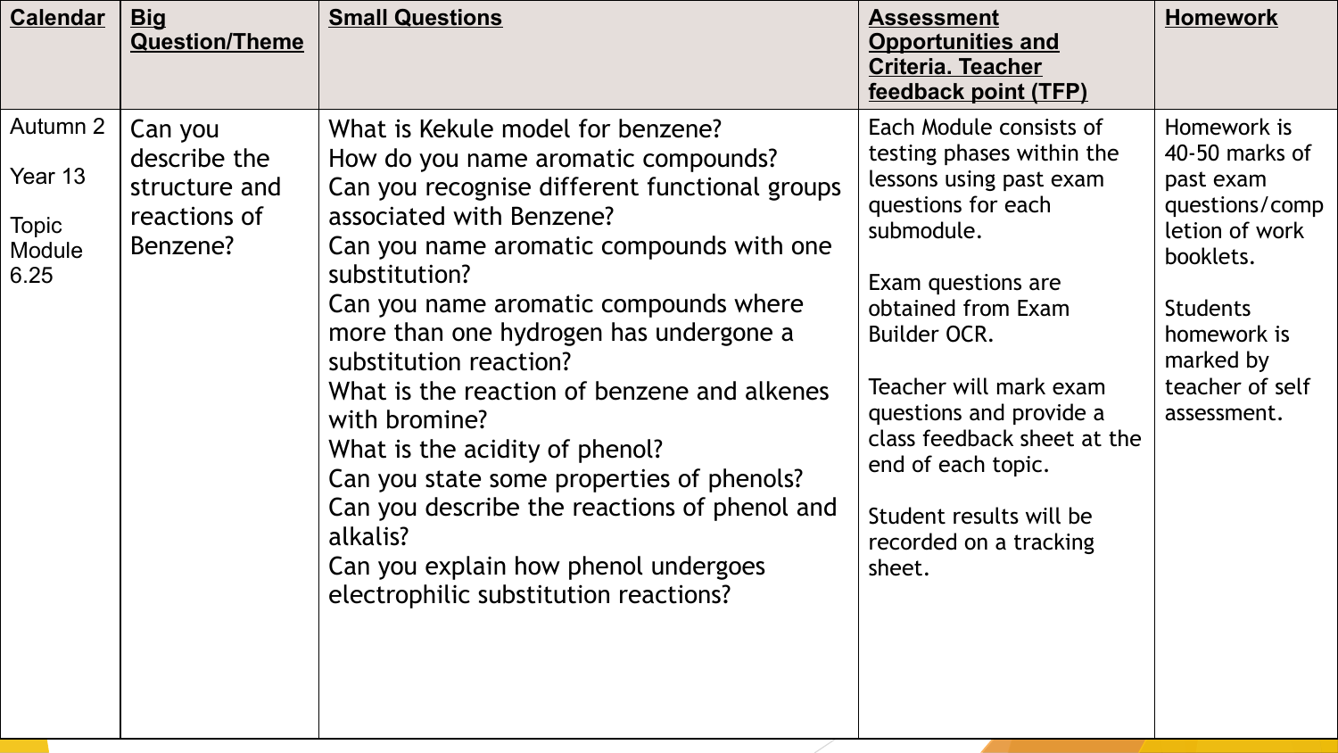| Calendar | Big Question/Theme | Small Questions | Assessment Opportunities and Criteria. Teacher feedback point (TFP) | Homework |
|---|---|---|---|---|
| Autumn 2<br><br>Year 13<br><br>Topic Module 6.25 | Can you describe the structure and reactions of Benzene? | What is Kekule model for benzene?<br>How do you name aromatic compounds?<br>Can you recognise different functional groups associated with Benzene?<br>Can you name aromatic compounds with one substitution?<br>Can you name aromatic compounds where more than one hydrogen has undergone a substitution reaction?<br>What is the reaction of benzene and alkenes with bromine?<br>What is the acidity of phenol?<br>Can you state some properties of phenols?<br>Can you describe the reactions of phenol and alkalis?<br>Can you explain how phenol undergoes electrophilic substitution reactions? | Each Module consists of testing phases within the lessons using past exam questions for each submodule.<br><br>Exam questions are obtained from Exam Builder OCR.<br><br>Teacher will mark exam questions and provide a class feedback sheet at the end of each topic.<br><br>Student results will be recorded on a tracking sheet. | Homework is 40-50 marks of past exam questions/completion of work booklets.<br><br>Students homework is marked by teacher of self assessment. |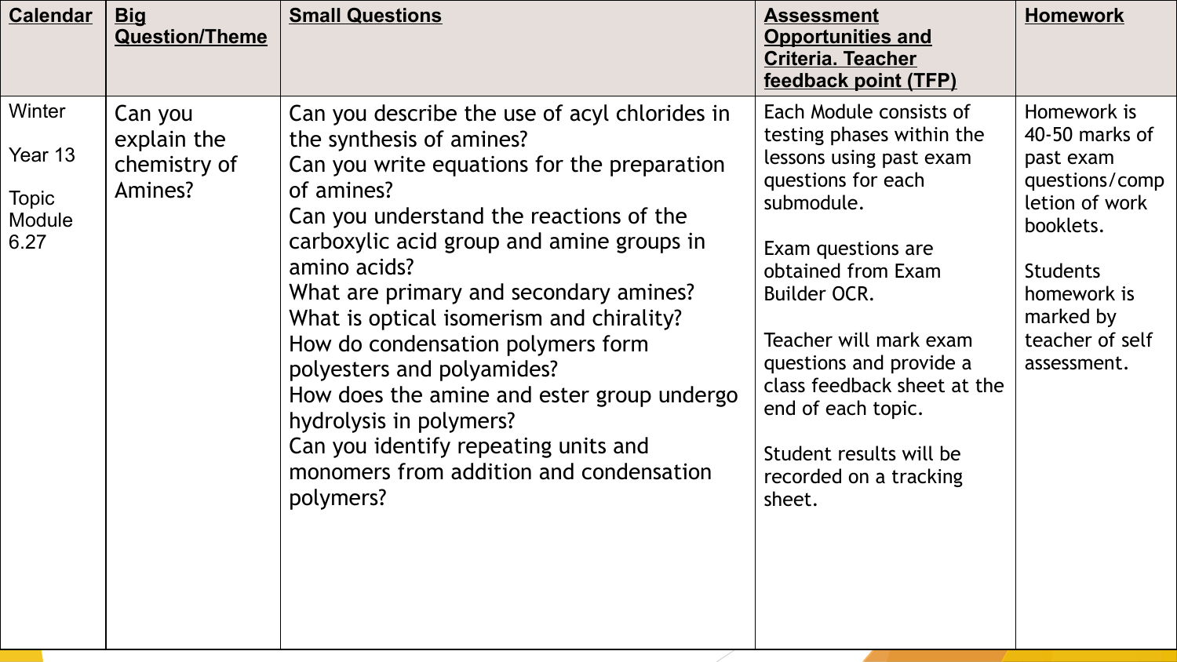| **Calendar** | **Big Question/Theme** | **Small Questions** | **Assessment Opportunities and Criteria. Teacher feedback point (TFP)** | **Homework** |
|---|---|---|---|---|
| Winter<br><br>Year 13<br><br>Topic Module 6.27 | Can you explain the chemistry of Amines? | Can you describe the use of acyl chlorides in the synthesis of amines?<br>Can you write equations for the preparation of amines?<br>Can you understand the reactions of the carboxylic acid group and amine groups in amino acids?<br>What are primary and secondary amines?<br>What is optical isomerism and chirality?<br>How do condensation polymers form polyesters and polyamides?<br>How does the amine and ester group undergo hydrolysis in polymers?<br>Can you identify repeating units and monomers from addition and condensation polymers? | Each Module consists of testing phases within the lessons using past exam questions for each submodule.<br><br>Exam questions are obtained from Exam Builder OCR.<br><br>Teacher will mark exam questions and provide a class feedback sheet at the end of each topic.<br><br>Student results will be recorded on a tracking sheet. | Homework is 40-50 marks of past exam questions/completion of work booklets.<br><br>Students homework is marked by teacher of self assessment. |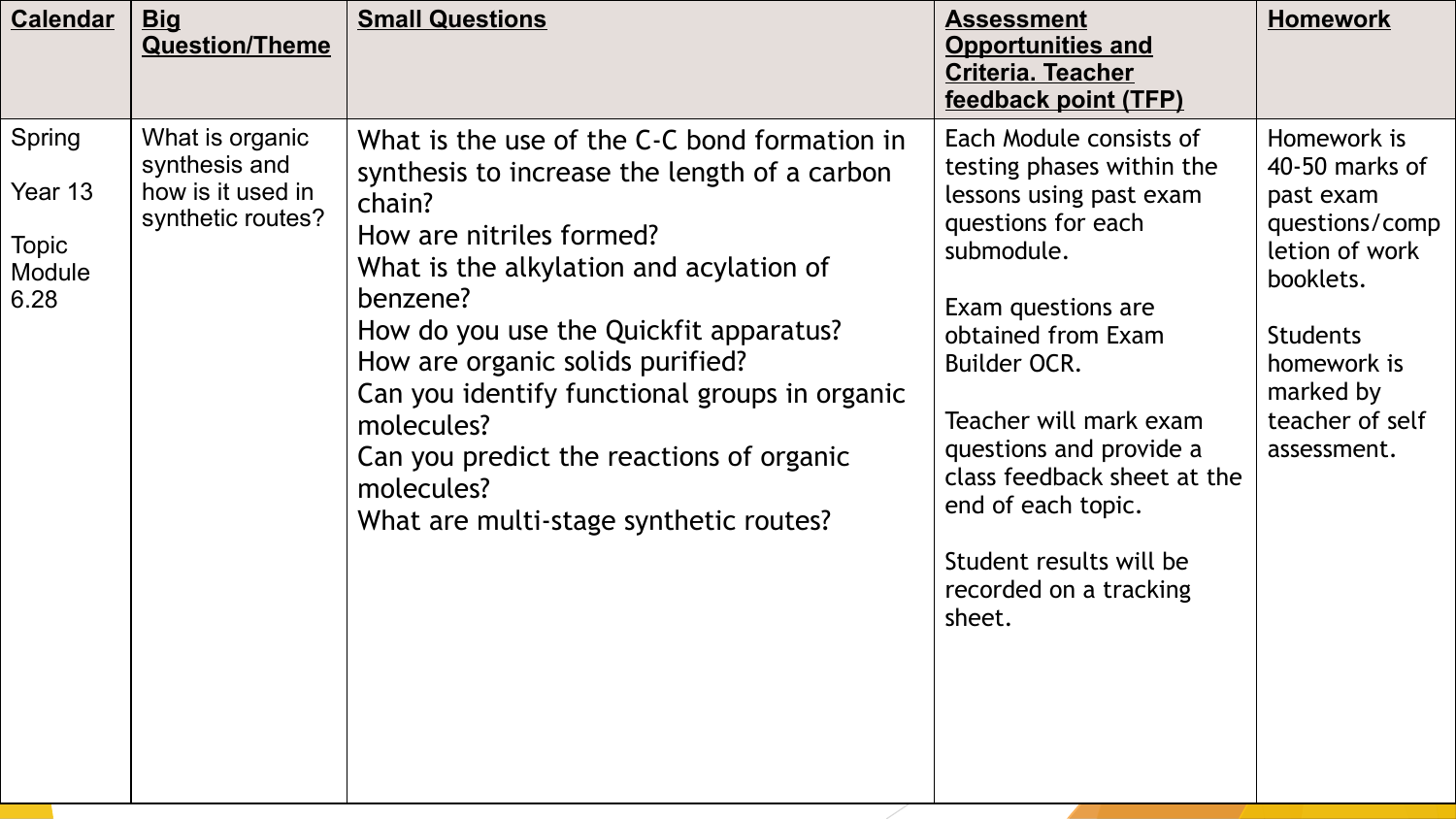| Calendar | Big Question/Theme | Small Questions | Assessment Opportunities and Criteria. Teacher feedback point (TFP) | Homework |
|---|---|---|---|---|
| Spring<br><br>Year 13<br><br>Topic Module 6.28 | What is organic synthesis and how is it used in synthetic routes? | What is the use of the C-C bond formation in synthesis to increase the length of a carbon chain?<br>How are nitriles formed?<br>What is the alkylation and acylation of benzene?<br>How do you use the Quickfit apparatus?<br>How are organic solids purified?<br>Can you identify functional groups in organic molecules?<br>Can you predict the reactions of organic molecules?<br>What are multi-stage synthetic routes? | Each Module consists of testing phases within the lessons using past exam questions for each submodule.<br><br>Exam questions are obtained from Exam Builder OCR.<br><br>Teacher will mark exam questions and provide a class feedback sheet at the end of each topic.<br><br>Student results will be recorded on a tracking sheet. | Homework is 40-50 marks of past exam questions/completion of work booklets.<br><br>Students homework is marked by teacher of self assessment. |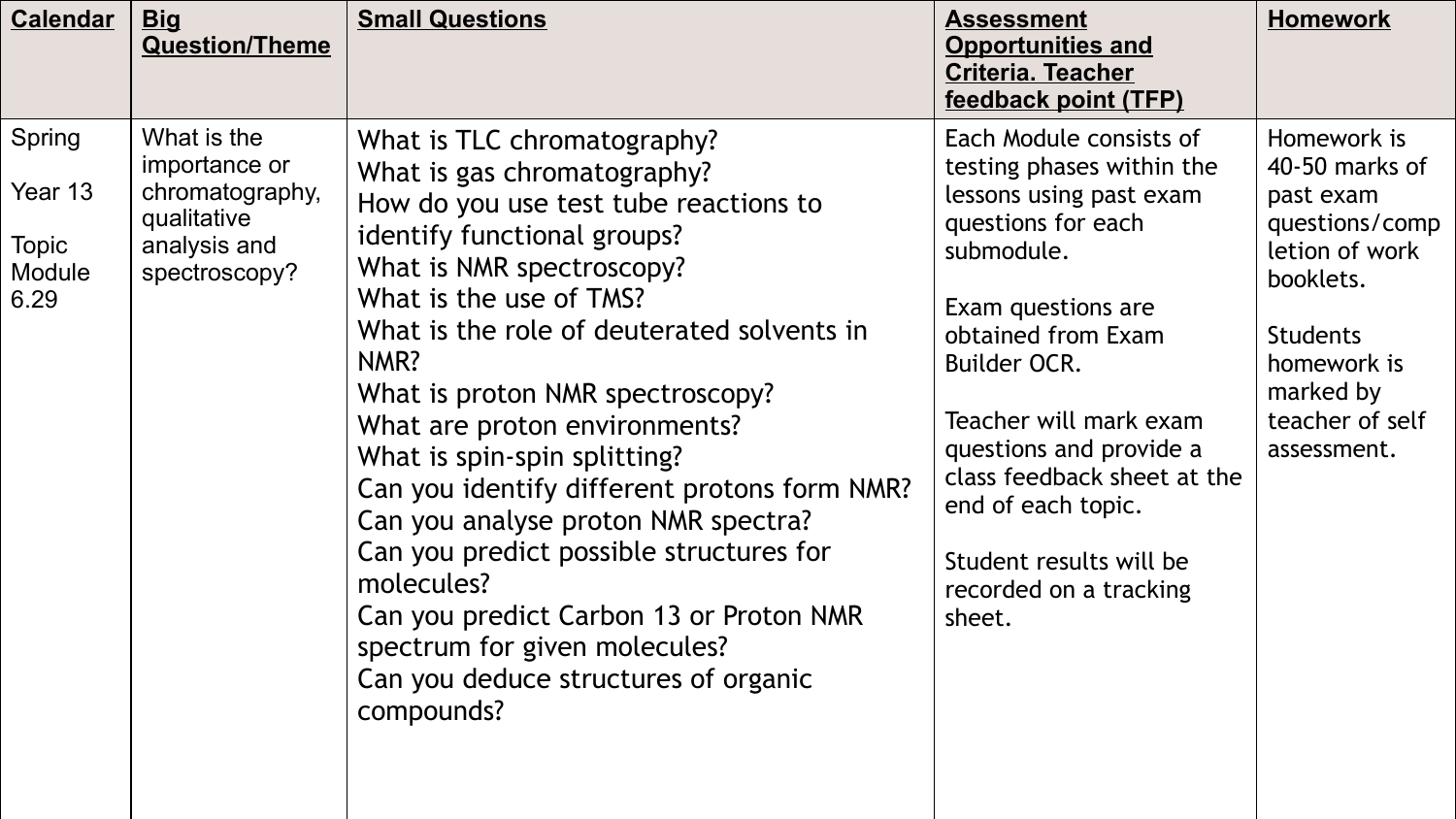| Calendar | Big Question/Theme | Small Questions | Assessment Opportunities and Criteria. Teacher feedback point (TFP) | Homework |
| --- | --- | --- | --- | --- |
| Spring<br><br>Year 13<br><br>Topic Module 6.29 | What is the importance or chromatography, qualitative analysis and spectroscopy? | What is TLC chromatography?<br>What is gas chromatography?<br>How do you use test tube reactions to identify functional groups?<br>What is NMR spectroscopy?<br>What is the use of TMS?<br>What is the role of deuterated solvents in NMR?<br>What is proton NMR spectroscopy?<br>What are proton environments?<br>What is spin-spin splitting?<br>Can you identify different protons form NMR?<br>Can you analyse proton NMR spectra?<br>Can you predict possible structures for molecules?<br>Can you predict Carbon 13 or Proton NMR spectrum for given molecules?<br>Can you deduce structures of organic compounds? | Each Module consists of testing phases within the lessons using past exam questions for each submodule.<br><br>Exam questions are obtained from Exam Builder OCR.<br><br>Teacher will mark exam questions and provide a class feedback sheet at the end of each topic.<br><br>Student results will be recorded on a tracking sheet. | Homework is 40-50 marks of past exam questions/completion of work booklets.<br><br>Students homework is marked by teacher of self assessment. |